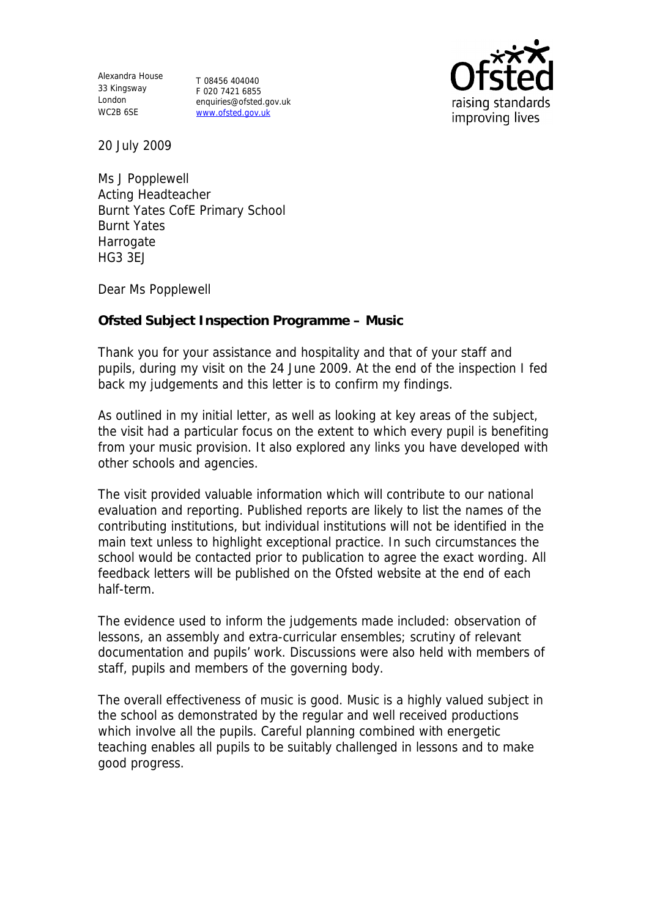Alexandra House
33 Kingsway
London
WC2B 6SE

T 08456 404040
F 020 7421 6855
enquiries@ofsted.gov.uk
www.ofsted.gov.uk

raising standards
improving lives

20 July 2009

Ms J Popplewell
Acting Headteacher
Burnt Yates CofE Primary School
Burnt Yates
Harrogate
HG3 3EJ

Dear Ms Popplewell

**Ofsted Subject Inspection Programme – Music**

Thank you for your assistance and hospitality and that of your staff and pupils, during my visit on the 24 June 2009. At the end of the inspection I fed back my judgements and this letter is to confirm my findings.

As outlined in my initial letter, as well as looking at key areas of the subject, the visit had a particular focus on the extent to which every pupil is benefiting from your music provision. It also explored any links you have developed with other schools and agencies.

The visit provided valuable information which will contribute to our national evaluation and reporting. Published reports are likely to list the names of the contributing institutions, but individual institutions will not be identified in the main text unless to highlight exceptional practice. In such circumstances the school would be contacted prior to publication to agree the exact wording. All feedback letters will be published on the Ofsted website at the end of each half-term.

The evidence used to inform the judgements made included: observation of lessons, an assembly and extra-curricular ensembles; scrutiny of relevant documentation and pupils' work. Discussions were also held with members of staff, pupils and members of the governing body.

The overall effectiveness of music is good. Music is a highly valued subject in the school as demonstrated by the regular and well received productions which involve all the pupils. Careful planning combined with energetic teaching enables all pupils to be suitably challenged in lessons and to make good progress.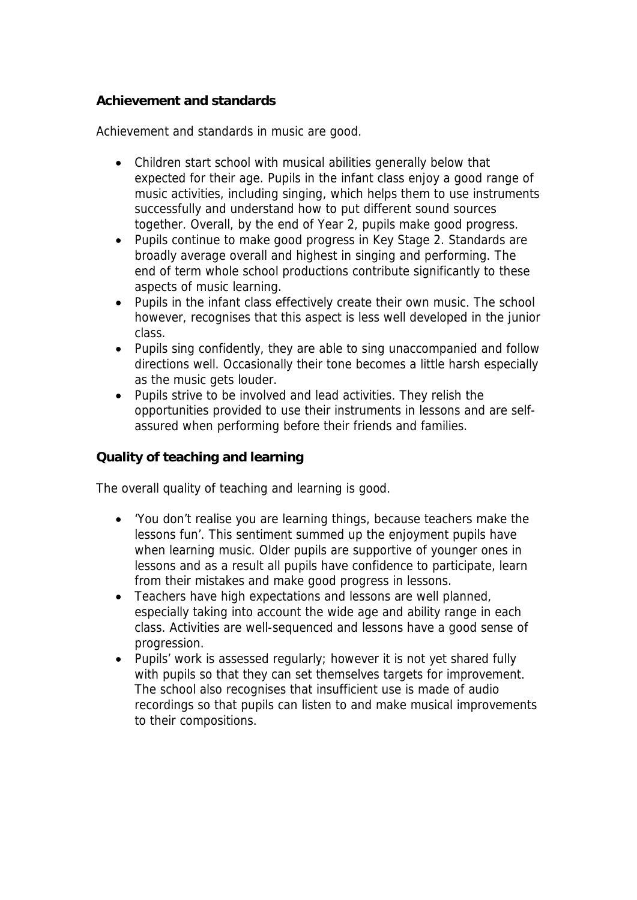**Achievement and standards**

Achievement and standards in music are good.

- Children start school with musical abilities generally below that expected for their age. Pupils in the infant class enjoy a good range of music activities, including singing, which helps them to use instruments successfully and understand how to put different sound sources together. Overall, by the end of Year 2, pupils make good progress.
- Pupils continue to make good progress in Key Stage 2. Standards are broadly average overall and highest in singing and performing. The end of term whole school productions contribute significantly to these aspects of music learning.
- Pupils in the infant class effectively create their own music. The school however, recognises that this aspect is less well developed in the junior class.
- Pupils sing confidently, they are able to sing unaccompanied and follow directions well. Occasionally their tone becomes a little harsh especially as the music gets louder.
- Pupils strive to be involved and lead activities. They relish the opportunities provided to use their instruments in lessons and are self-assured when performing before their friends and families.

**Quality of teaching and learning**

The overall quality of teaching and learning is good.

- 'You don't realise you are learning things, because teachers make the lessons fun'. This sentiment summed up the enjoyment pupils have when learning music. Older pupils are supportive of younger ones in lessons and as a result all pupils have confidence to participate, learn from their mistakes and make good progress in lessons.
- Teachers have high expectations and lessons are well planned, especially taking into account the wide age and ability range in each class. Activities are well-sequenced and lessons have a good sense of progression.
- Pupils' work is assessed regularly; however it is not yet shared fully with pupils so that they can set themselves targets for improvement. The school also recognises that insufficient use is made of audio recordings so that pupils can listen to and make musical improvements to their compositions.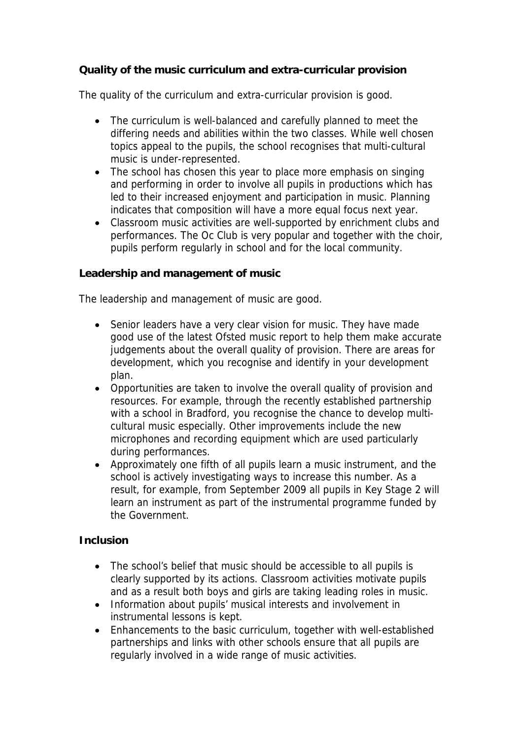**Quality of the music curriculum and extra-curricular provision**

The quality of the curriculum and extra-curricular provision is good.

- The curriculum is well-balanced and carefully planned to meet the differing needs and abilities within the two classes. While well chosen topics appeal to the pupils, the school recognises that multi-cultural music is under-represented.
- The school has chosen this year to place more emphasis on singing and performing in order to involve all pupils in productions which has led to their increased enjoyment and participation in music. Planning indicates that composition will have a more equal focus next year.
- Classroom music activities are well-supported by enrichment clubs and performances. The Oc Club is very popular and together with the choir, pupils perform regularly in school and for the local community.

**Leadership and management of music**

The leadership and management of music are good.

- Senior leaders have a very clear vision for music. They have made good use of the latest Ofsted music report to help them make accurate judgements about the overall quality of provision. There are areas for development, which you recognise and identify in your development plan.
- Opportunities are taken to involve the overall quality of provision and resources. For example, through the recently established partnership with a school in Bradford, you recognise the chance to develop multi-cultural music especially. Other improvements include the new microphones and recording equipment which are used particularly during performances.
- Approximately one fifth of all pupils learn a music instrument, and the school is actively investigating ways to increase this number. As a result, for example, from September 2009 all pupils in Key Stage 2 will learn an instrument as part of the instrumental programme funded by the Government.

**Inclusion**

- The school's belief that music should be accessible to all pupils is clearly supported by its actions. Classroom activities motivate pupils and as a result both boys and girls are taking leading roles in music.
- Information about pupils' musical interests and involvement in instrumental lessons is kept.
- Enhancements to the basic curriculum, together with well-established partnerships and links with other schools ensure that all pupils are regularly involved in a wide range of music activities.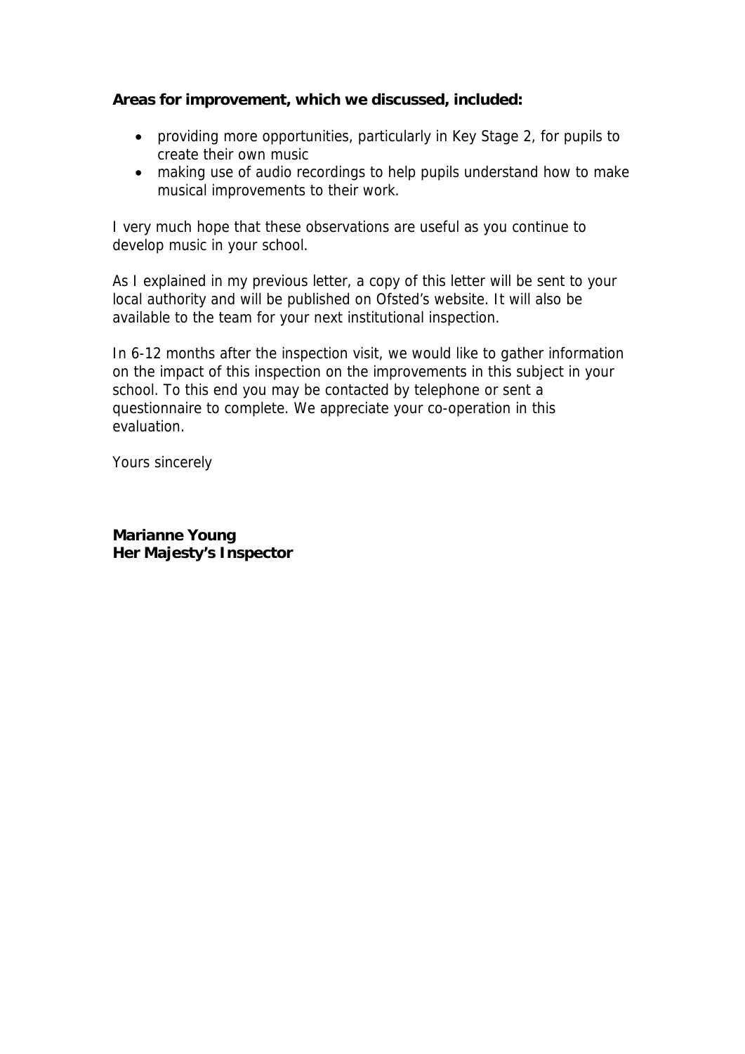**Areas for improvement, which we discussed, included:**

- providing more opportunities, particularly in Key Stage 2, for pupils to create their own music
- making use of audio recordings to help pupils understand how to make musical improvements to their work.

I very much hope that these observations are useful as you continue to develop music in your school.

As I explained in my previous letter, a copy of this letter will be sent to your local authority and will be published on Ofsted's website. It will also be available to the team for your next institutional inspection.

In 6-12 months after the inspection visit, we would like to gather information on the impact of this inspection on the improvements in this subject in your school. To this end you may be contacted by telephone or sent a questionnaire to complete. We appreciate your co-operation in this evaluation.

Yours sincerely

**Marianne Young**
**Her Majesty's Inspector**